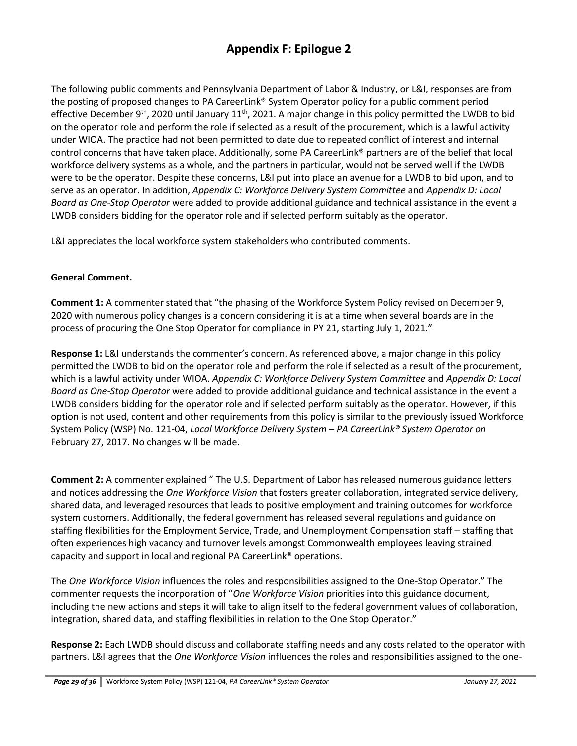# Appendix F: Epilogue 2

The following public comments and Pennsylvania Department of Labor & Industry, or L&I, responses are from the posting of proposed changes to PA CareerLink® System Operator policy for a public comment period effective December 9th, 2020 until January 11th, 2021. A major change in this policy permitted the LWDB to bid on the operator role and perform the role if selected as a result of the procurement, which is a lawful activity under WIOA. The practice had not been permitted to date due to repeated conflict of interest and internal control concerns that have taken place. Additionally, some PA CareerLink® partners are of the belief that local workforce delivery systems as a whole, and the partners in particular, would not be served well if the LWDB were to be the operator. Despite these concerns, L&I put into place an avenue for a LWDB to bid upon, and to serve as an operator. In addition, *Appendix C: Workforce Delivery System Committee* and *Appendix D: Local Board as One-Stop Operator* were added to provide additional guidance and technical assistance in the event a LWDB considers bidding for the operator role and if selected perform suitably as the operator.

L&I appreciates the local workforce system stakeholders who contributed comments.

**General Comment.**

**Comment 1:** A commenter stated that "the phasing of the Workforce System Policy revised on December 9, 2020 with numerous policy changes is a concern considering it is at a time when several boards are in the process of procuring the One Stop Operator for compliance in PY 21, starting July 1, 2021."

**Response 1:** L&I understands the commenter's concern. As referenced above, a major change in this policy permitted the LWDB to bid on the operator role and perform the role if selected as a result of the procurement, which is a lawful activity under WIOA. *Appendix C: Workforce Delivery System Committee* and *Appendix D: Local Board as One-Stop Operator* were added to provide additional guidance and technical assistance in the event a LWDB considers bidding for the operator role and if selected perform suitably as the operator. However, if this option is not used, content and other requirements from this policy is similar to the previously issued Workforce System Policy (WSP) No. 121-04, *Local Workforce Delivery System – PA CareerLink® System Operator on* February 27, 2017. No changes will be made.

**Comment 2:** A commenter explained " The U.S. Department of Labor has released numerous guidance letters and notices addressing the *One Workforce Vision* that fosters greater collaboration, integrated service delivery, shared data, and leveraged resources that leads to positive employment and training outcomes for workforce system customers. Additionally, the federal government has released several regulations and guidance on staffing flexibilities for the Employment Service, Trade, and Unemployment Compensation staff – staffing that often experiences high vacancy and turnover levels amongst Commonwealth employees leaving strained capacity and support in local and regional PA CareerLink® operations.

The *One Workforce Vision* influences the roles and responsibilities assigned to the One-Stop Operator." The commenter requests the incorporation of "*One Workforce Vision* priorities into this guidance document, including the new actions and steps it will take to align itself to the federal government values of collaboration, integration, shared data, and staffing flexibilities in relation to the One Stop Operator."

**Response 2:** Each LWDB should discuss and collaborate staffing needs and any costs related to the operator with partners. L&I agrees that the *One Workforce Vision* influences the roles and responsibilities assigned to the one-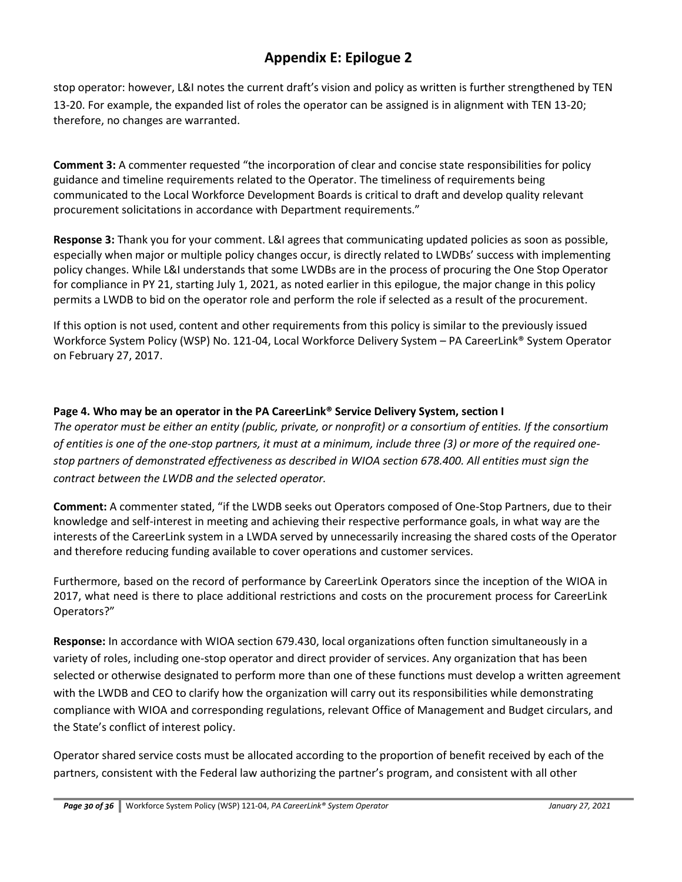# Appendix E: Epilogue 2

stop operator: however, L&I notes the current draft's vision and policy as written is further strengthened by TEN 13-20. For example, the expanded list of roles the operator can be assigned is in alignment with TEN 13-20; therefore, no changes are warranted.

**Comment 3:** A commenter requested "the incorporation of clear and concise state responsibilities for policy guidance and timeline requirements related to the Operator. The timeliness of requirements being communicated to the Local Workforce Development Boards is critical to draft and develop quality relevant procurement solicitations in accordance with Department requirements."

**Response 3:** Thank you for your comment. L&I agrees that communicating updated policies as soon as possible, especially when major or multiple policy changes occur, is directly related to LWDBs' success with implementing policy changes. While L&I understands that some LWDBs are in the process of procuring the One Stop Operator for compliance in PY 21, starting July 1, 2021, as noted earlier in this epilogue, the major change in this policy permits a LWDB to bid on the operator role and perform the role if selected as a result of the procurement.

If this option is not used, content and other requirements from this policy is similar to the previously issued Workforce System Policy (WSP) No. 121-04, Local Workforce Delivery System – PA CareerLink® System Operator on February 27, 2017.

### Page 4. Who may be an operator in the PA CareerLink® Service Delivery System, section I

*The operator must be either an entity (public, private, or nonprofit) or a consortium of entities. If the consortium of entities is one of the one-stop partners, it must at a minimum, include three (3) or more of the required one-stop partners of demonstrated effectiveness as described in WIOA section 678.400. All entities must sign the contract between the LWDB and the selected operator.*

**Comment:** A commenter stated, "if the LWDB seeks out Operators composed of One-Stop Partners, due to their knowledge and self-interest in meeting and achieving their respective performance goals, in what way are the interests of the CareerLink system in a LWDA served by unnecessarily increasing the shared costs of the Operator and therefore reducing funding available to cover operations and customer services.

Furthermore, based on the record of performance by CareerLink Operators since the inception of the WIOA in 2017, what need is there to place additional restrictions and costs on the procurement process for CareerLink Operators?"

**Response:** In accordance with WIOA section 679.430, local organizations often function simultaneously in a variety of roles, including one-stop operator and direct provider of services. Any organization that has been selected or otherwise designated to perform more than one of these functions must develop a written agreement with the LWDB and CEO to clarify how the organization will carry out its responsibilities while demonstrating compliance with WIOA and corresponding regulations, relevant Office of Management and Budget circulars, and the State's conflict of interest policy.

Operator shared service costs must be allocated according to the proportion of benefit received by each of the partners, consistent with the Federal law authorizing the partner's program, and consistent with all other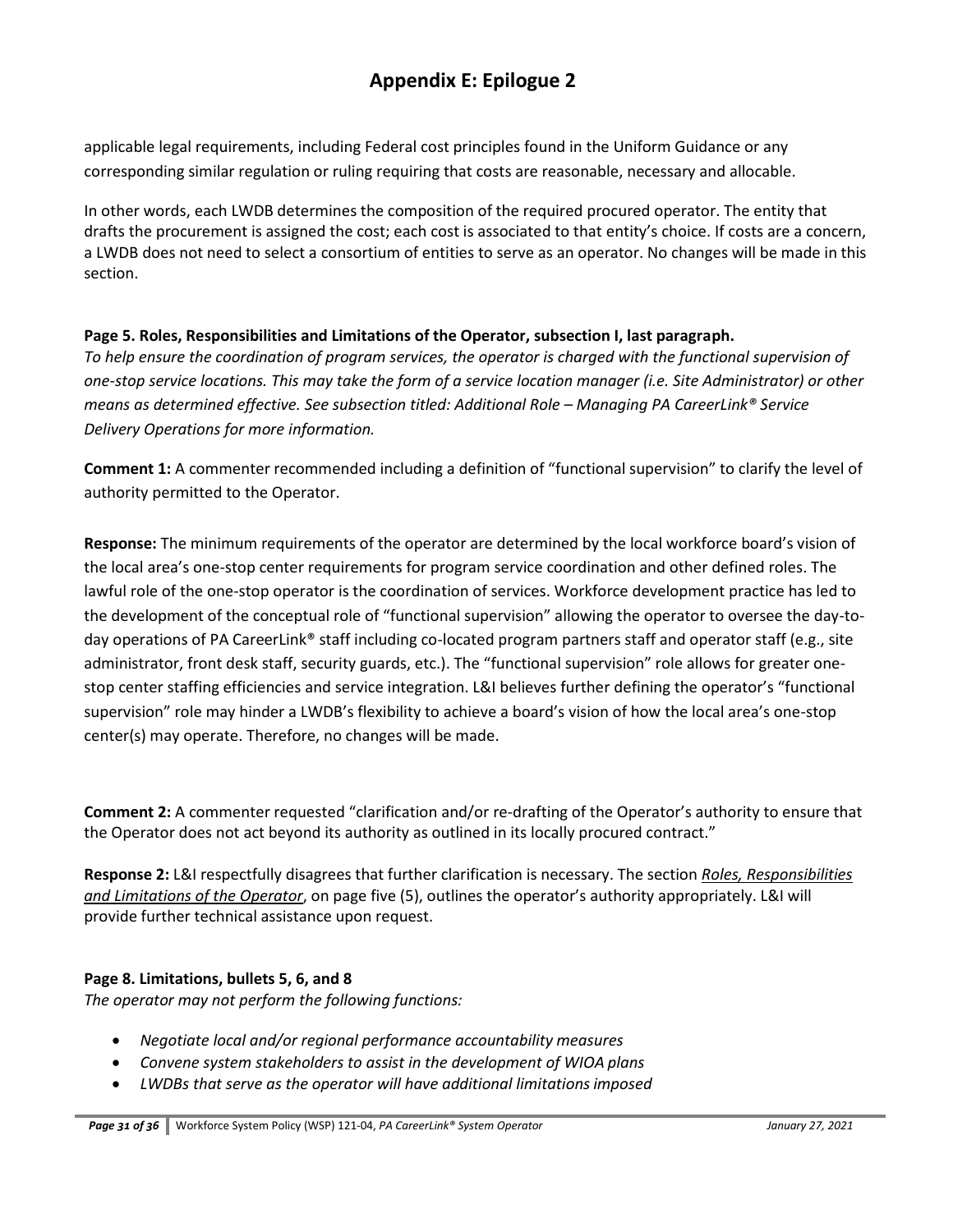# Appendix E: Epilogue 2

applicable legal requirements, including Federal cost principles found in the Uniform Guidance or any corresponding similar regulation or ruling requiring that costs are reasonable, necessary and allocable.

In other words, each LWDB determines the composition of the required procured operator. The entity that drafts the procurement is assigned the cost; each cost is associated to that entity's choice. If costs are a concern, a LWDB does not need to select a consortium of entities to serve as an operator. No changes will be made in this section.

**Page 5. Roles, Responsibilities and Limitations of the Operator, subsection I, last paragraph.**

*To help ensure the coordination of program services, the operator is charged with the functional supervision of one-stop service locations. This may take the form of a service location manager (i.e. Site Administrator) or other means as determined effective. See subsection titled: Additional Role – Managing PA CareerLink® Service Delivery Operations for more information.*

**Comment 1:** A commenter recommended including a definition of "functional supervision" to clarify the level of authority permitted to the Operator.

**Response:** The minimum requirements of the operator are determined by the local workforce board's vision of the local area's one-stop center requirements for program service coordination and other defined roles. The lawful role of the one-stop operator is the coordination of services. Workforce development practice has led to the development of the conceptual role of "functional supervision" allowing the operator to oversee the day-to-day operations of PA CareerLink® staff including co-located program partners staff and operator staff (e.g., site administrator, front desk staff, security guards, etc.). The "functional supervision" role allows for greater one-stop center staffing efficiencies and service integration. L&I believes further defining the operator's "functional supervision" role may hinder a LWDB's flexibility to achieve a board's vision of how the local area's one-stop center(s) may operate. Therefore, no changes will be made.

**Comment 2:** A commenter requested "clarification and/or re-drafting of the Operator's authority to ensure that the Operator does not act beyond its authority as outlined in its locally procured contract."

**Response 2:** L&I respectfully disagrees that further clarification is necessary. The section *Roles, Responsibilities and Limitations of the Operator*, on page five (5), outlines the operator's authority appropriately. L&I will provide further technical assistance upon request.

**Page 8. Limitations, bullets 5, 6, and 8**

*The operator may not perform the following functions:*

- *Negotiate local and/or regional performance accountability measures*
- *Convene system stakeholders to assist in the development of WIOA plans*
- *LWDBs that serve as the operator will have additional limitations imposed*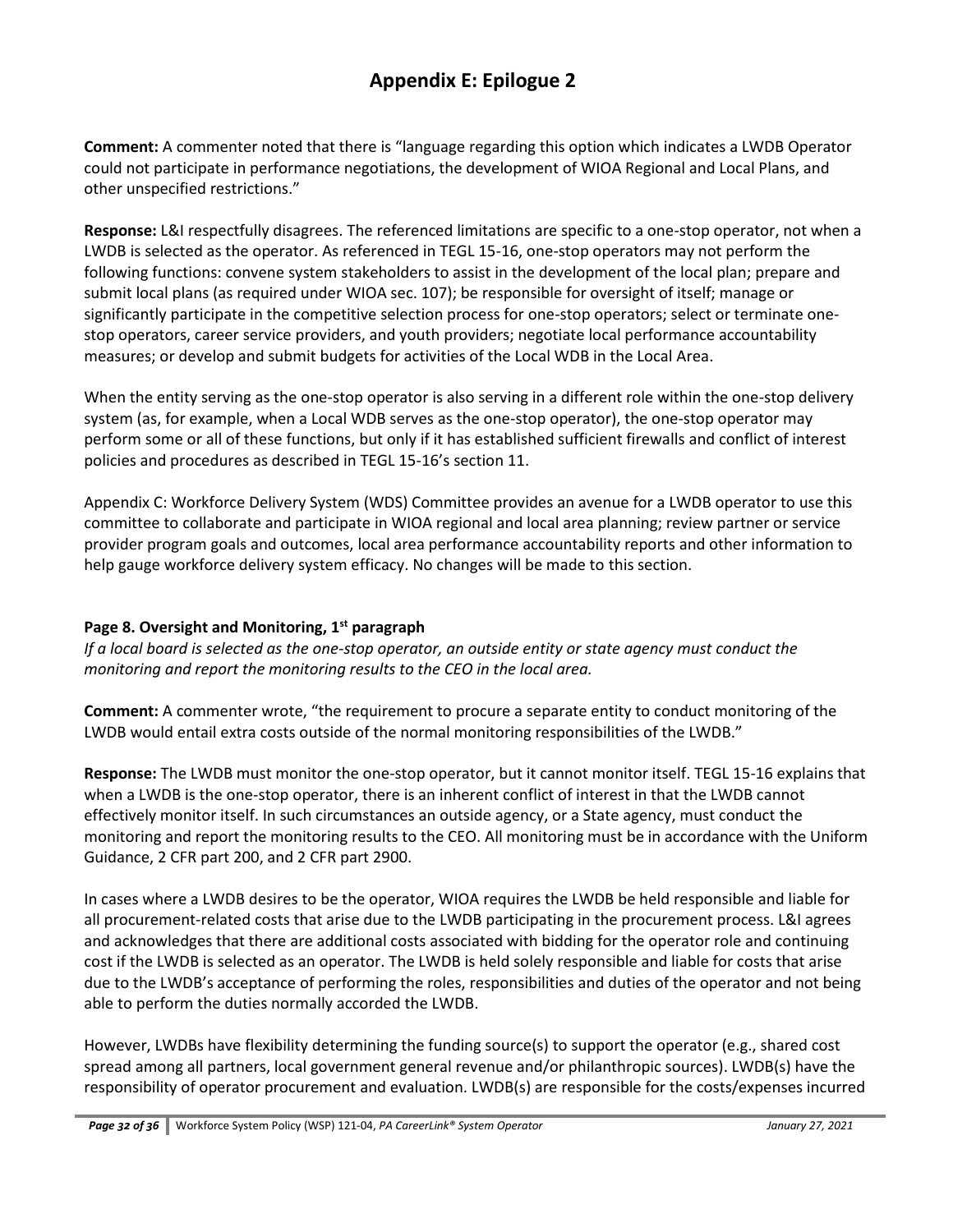# Appendix E: Epilogue 2

**Comment:** A commenter noted that there is "language regarding this option which indicates a LWDB Operator could not participate in performance negotiations, the development of WIOA Regional and Local Plans, and other unspecified restrictions."

**Response:** L&I respectfully disagrees. The referenced limitations are specific to a one-stop operator, not when a LWDB is selected as the operator. As referenced in TEGL 15-16, one-stop operators may not perform the following functions: convene system stakeholders to assist in the development of the local plan; prepare and submit local plans (as required under WIOA sec. 107); be responsible for oversight of itself; manage or significantly participate in the competitive selection process for one-stop operators; select or terminate one-stop operators, career service providers, and youth providers; negotiate local performance accountability measures; or develop and submit budgets for activities of the Local WDB in the Local Area.

When the entity serving as the one-stop operator is also serving in a different role within the one-stop delivery system (as, for example, when a Local WDB serves as the one-stop operator), the one-stop operator may perform some or all of these functions, but only if it has established sufficient firewalls and conflict of interest policies and procedures as described in TEGL 15-16's section 11.

Appendix C: Workforce Delivery System (WDS) Committee provides an avenue for a LWDB operator to use this committee to collaborate and participate in WIOA regional and local area planning; review partner or service provider program goals and outcomes, local area performance accountability reports and other information to help gauge workforce delivery system efficacy. No changes will be made to this section.

**Page 8. Oversight and Monitoring, 1st paragraph**

*If a local board is selected as the one-stop operator, an outside entity or state agency must conduct the monitoring and report the monitoring results to the CEO in the local area.*

**Comment:** A commenter wrote, "the requirement to procure a separate entity to conduct monitoring of the LWDB would entail extra costs outside of the normal monitoring responsibilities of the LWDB."

**Response:** The LWDB must monitor the one-stop operator, but it cannot monitor itself. TEGL 15-16 explains that when a LWDB is the one-stop operator, there is an inherent conflict of interest in that the LWDB cannot effectively monitor itself. In such circumstances an outside agency, or a State agency, must conduct the monitoring and report the monitoring results to the CEO. All monitoring must be in accordance with the Uniform Guidance, 2 CFR part 200, and 2 CFR part 2900.

In cases where a LWDB desires to be the operator, WIOA requires the LWDB be held responsible and liable for all procurement-related costs that arise due to the LWDB participating in the procurement process. L&I agrees and acknowledges that there are additional costs associated with bidding for the operator role and continuing cost if the LWDB is selected as an operator. The LWDB is held solely responsible and liable for costs that arise due to the LWDB's acceptance of performing the roles, responsibilities and duties of the operator and not being able to perform the duties normally accorded the LWDB.

However, LWDBs have flexibility determining the funding source(s) to support the operator (e.g., shared cost spread among all partners, local government general revenue and/or philanthropic sources). LWDB(s) have the responsibility of operator procurement and evaluation. LWDB(s) are responsible for the costs/expenses incurred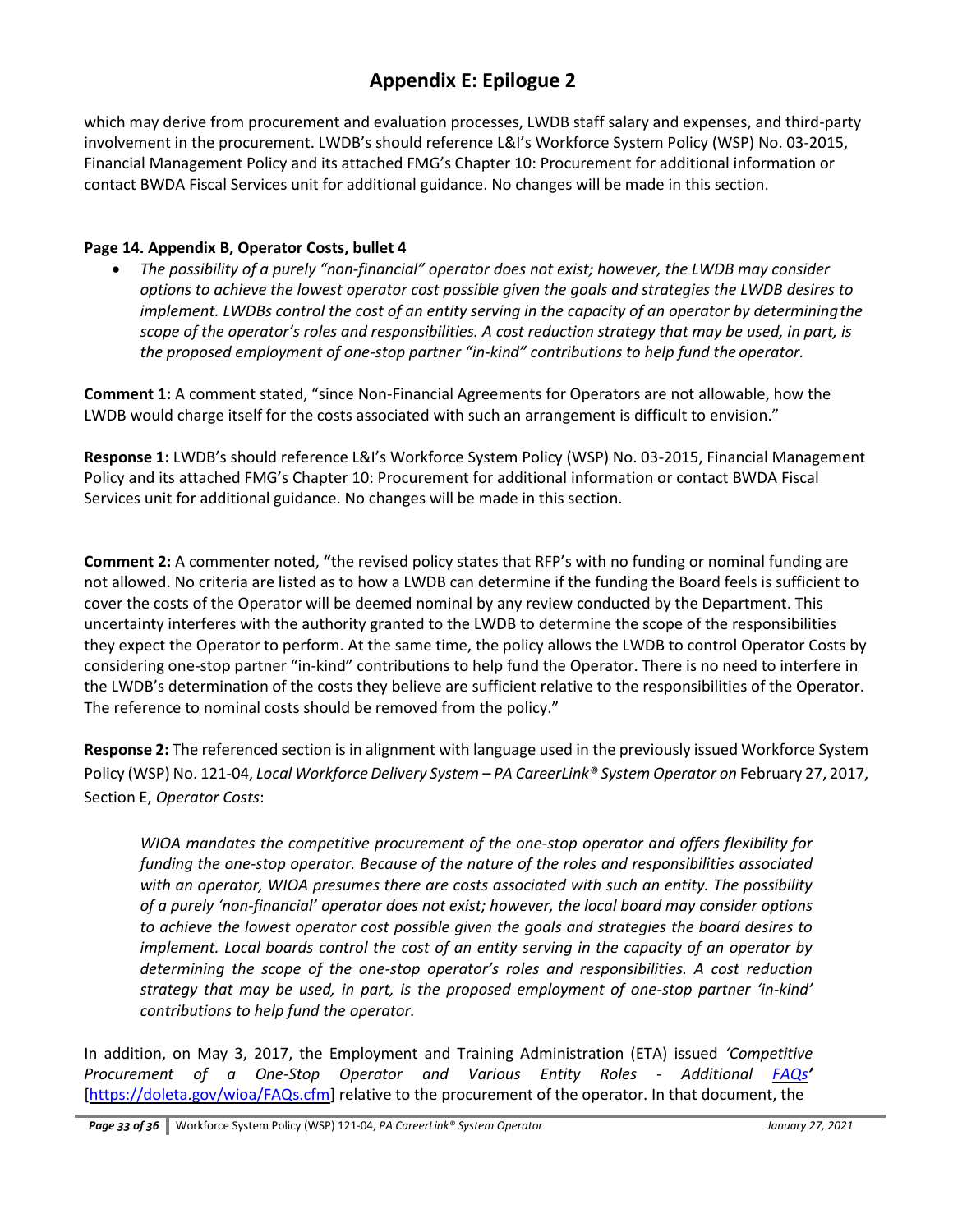# Appendix E: Epilogue 2

which may derive from procurement and evaluation processes, LWDB staff salary and expenses, and third-party involvement in the procurement. LWDB's should reference L&I's Workforce System Policy (WSP) No. 03-2015, Financial Management Policy and its attached FMG's Chapter 10: Procurement for additional information or contact BWDA Fiscal Services unit for additional guidance. No changes will be made in this section.

**Page 14. Appendix B, Operator Costs, bullet 4**

- *The possibility of a purely "non-financial" operator does not exist; however, the LWDB may consider options to achieve the lowest operator cost possible given the goals and strategies the LWDB desires to implement. LWDBs control the cost of an entity serving in the capacity of an operator by determining the scope of the operator's roles and responsibilities. A cost reduction strategy that may be used, in part, is the proposed employment of one-stop partner "in-kind" contributions to help fund the operator.*

**Comment 1:** A comment stated, "since Non-Financial Agreements for Operators are not allowable, how the LWDB would charge itself for the costs associated with such an arrangement is difficult to envision."

**Response 1:** LWDB's should reference L&I's Workforce System Policy (WSP) No. 03-2015, Financial Management Policy and its attached FMG's Chapter 10: Procurement for additional information or contact BWDA Fiscal Services unit for additional guidance. No changes will be made in this section.

**Comment 2:** A commenter noted, **"**the revised policy states that RFP's with no funding or nominal funding are not allowed. No criteria are listed as to how a LWDB can determine if the funding the Board feels is sufficient to cover the costs of the Operator will be deemed nominal by any review conducted by the Department. This uncertainty interferes with the authority granted to the LWDB to determine the scope of the responsibilities they expect the Operator to perform. At the same time, the policy allows the LWDB to control Operator Costs by considering one-stop partner "in-kind" contributions to help fund the Operator. There is no need to interfere in the LWDB's determination of the costs they believe are sufficient relative to the responsibilities of the Operator. The reference to nominal costs should be removed from the policy."

**Response 2:** The referenced section is in alignment with language used in the previously issued Workforce System Policy (WSP) No. 121-04, *Local Workforce Delivery System – PA CareerLink® System Operator on* February 27, 2017, Section E, *Operator Costs*:

> *WIOA mandates the competitive procurement of the one-stop operator and offers flexibility for funding the one-stop operator. Because of the nature of the roles and responsibilities associated with an operator, WIOA presumes there are costs associated with such an entity. The possibility of a purely 'non-financial' operator does not exist; however, the local board may consider options to achieve the lowest operator cost possible given the goals and strategies the board desires to implement. Local boards control the cost of an entity serving in the capacity of an operator by determining the scope of the one-stop operator's roles and responsibilities. A cost reduction strategy that may be used, in part, is the proposed employment of one-stop partner 'in-kind' contributions to help fund the operator.*

In addition, on May 3, 2017, the Employment and Training Administration (ETA) issued *'Competitive Procurement of a One-Stop Operator and Various Entity Roles - Additional FAQs'* [https://doleta.gov/wioa/FAQs.cfm] relative to the procurement of the operator. In that document, the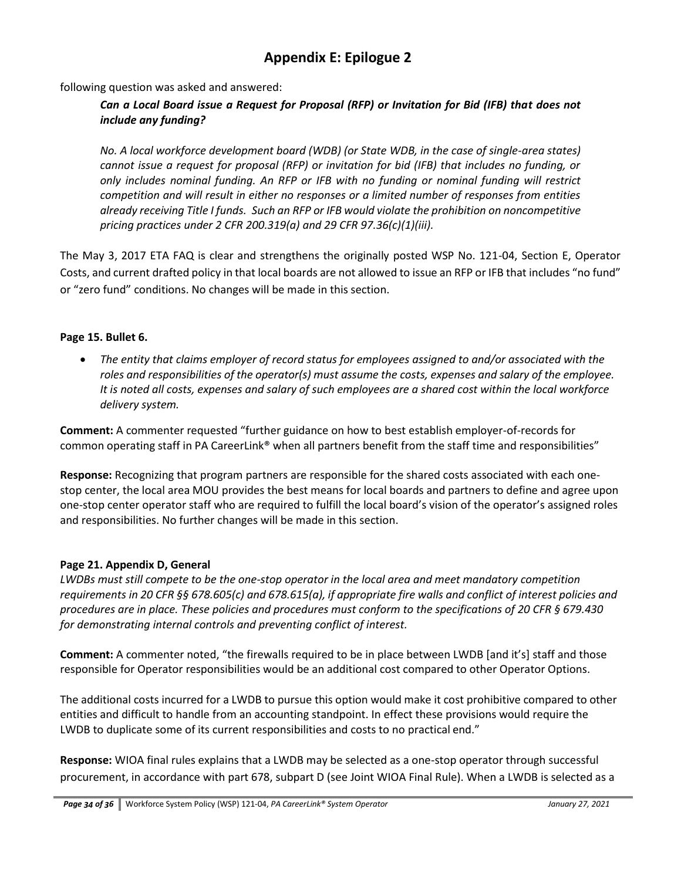# Appendix E: Epilogue 2

following question was asked and answered:

> ***Can a Local Board issue a Request for Proposal (RFP) or Invitation for Bid (IFB) that does not include any funding?***
>
> *No. A local workforce development board (WDB) (or State WDB, in the case of single-area states) cannot issue a request for proposal (RFP) or invitation for bid (IFB) that includes no funding, or only includes nominal funding. An RFP or IFB with no funding or nominal funding will restrict competition and will result in either no responses or a limited number of responses from entities already receiving Title I funds. Such an RFP or IFB would violate the prohibition on noncompetitive pricing practices under 2 CFR 200.319(a) and 29 CFR 97.36(c)(1)(iii).*

The May 3, 2017 ETA FAQ is clear and strengthens the originally posted WSP No. 121-04, Section E, Operator Costs, and current drafted policy in that local boards are not allowed to issue an RFP or IFB that includes "no fund" or "zero fund" conditions. No changes will be made in this section.

**Page 15. Bullet 6.**

- *The entity that claims employer of record status for employees assigned to and/or associated with the roles and responsibilities of the operator(s) must assume the costs, expenses and salary of the employee. It is noted all costs, expenses and salary of such employees are a shared cost within the local workforce delivery system.*

**Comment:** A commenter requested "further guidance on how to best establish employer-of-records for common operating staff in PA CareerLink® when all partners benefit from the staff time and responsibilities"

**Response:** Recognizing that program partners are responsible for the shared costs associated with each one-stop center, the local area MOU provides the best means for local boards and partners to define and agree upon one-stop center operator staff who are required to fulfill the local board's vision of the operator's assigned roles and responsibilities. No further changes will be made in this section.

**Page 21. Appendix D, General**

*LWDBs must still compete to be the one-stop operator in the local area and meet mandatory competition requirements in 20 CFR §§ 678.605(c) and 678.615(a), if appropriate fire walls and conflict of interest policies and procedures are in place. These policies and procedures must conform to the specifications of 20 CFR § 679.430 for demonstrating internal controls and preventing conflict of interest.*

**Comment:** A commenter noted, "the firewalls required to be in place between LWDB [and it's] staff and those responsible for Operator responsibilities would be an additional cost compared to other Operator Options.

The additional costs incurred for a LWDB to pursue this option would make it cost prohibitive compared to other entities and difficult to handle from an accounting standpoint. In effect these provisions would require the LWDB to duplicate some of its current responsibilities and costs to no practical end."

**Response:** WIOA final rules explains that a LWDB may be selected as a one-stop operator through successful procurement, in accordance with part 678, subpart D (see Joint WIOA Final Rule). When a LWDB is selected as a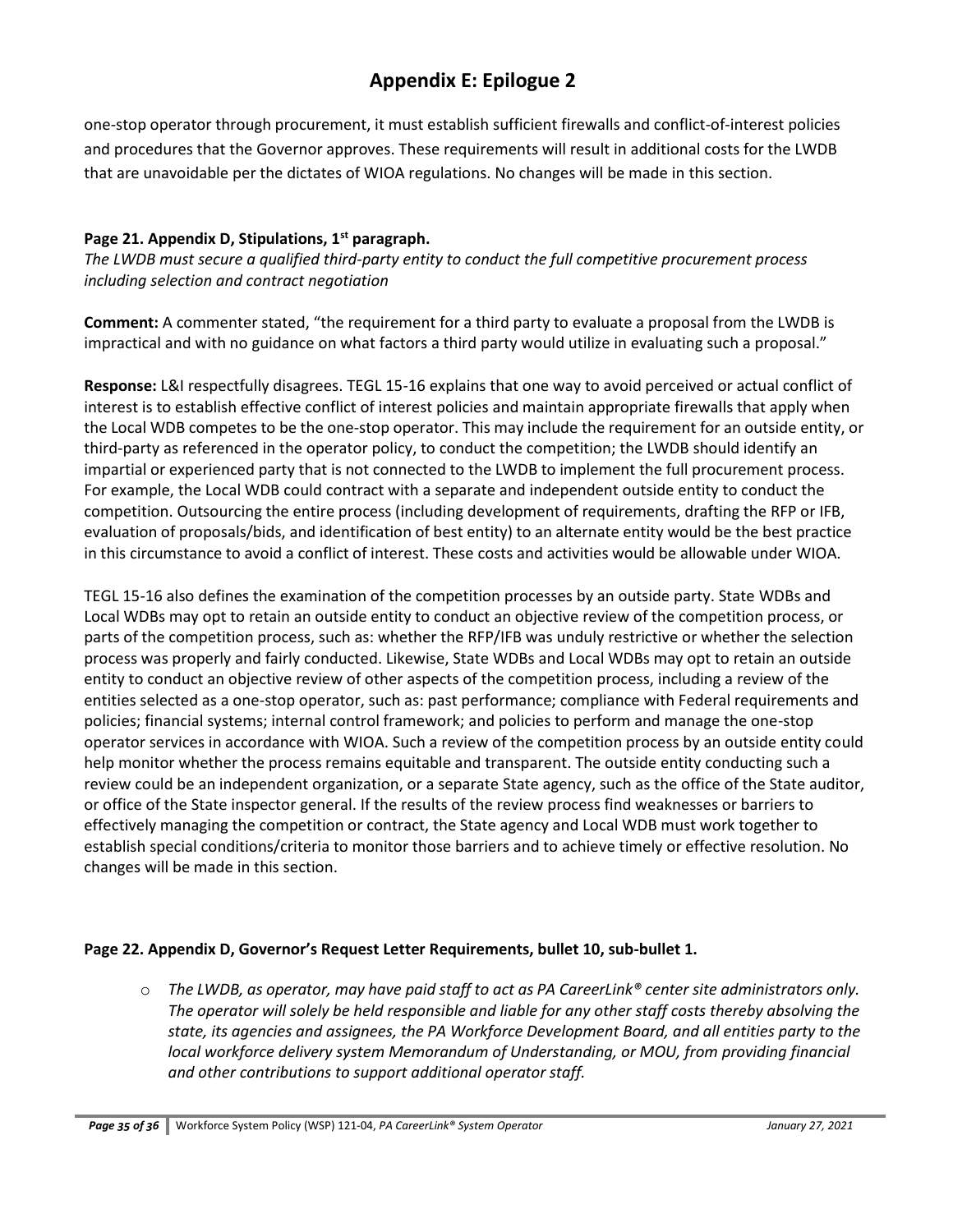# Appendix E: Epilogue 2

one-stop operator through procurement, it must establish sufficient firewalls and conflict-of-interest policies and procedures that the Governor approves. These requirements will result in additional costs for the LWDB that are unavoidable per the dictates of WIOA regulations. No changes will be made in this section.

**Page 21. Appendix D, Stipulations, 1st paragraph.**

*The LWDB must secure a qualified third-party entity to conduct the full competitive procurement process including selection and contract negotiation*

**Comment:** A commenter stated, "the requirement for a third party to evaluate a proposal from the LWDB is impractical and with no guidance on what factors a third party would utilize in evaluating such a proposal."

**Response:** L&I respectfully disagrees. TEGL 15-16 explains that one way to avoid perceived or actual conflict of interest is to establish effective conflict of interest policies and maintain appropriate firewalls that apply when the Local WDB competes to be the one-stop operator. This may include the requirement for an outside entity, or third-party as referenced in the operator policy, to conduct the competition; the LWDB should identify an impartial or experienced party that is not connected to the LWDB to implement the full procurement process. For example, the Local WDB could contract with a separate and independent outside entity to conduct the competition. Outsourcing the entire process (including development of requirements, drafting the RFP or IFB, evaluation of proposals/bids, and identification of best entity) to an alternate entity would be the best practice in this circumstance to avoid a conflict of interest. These costs and activities would be allowable under WIOA.

TEGL 15-16 also defines the examination of the competition processes by an outside party. State WDBs and Local WDBs may opt to retain an outside entity to conduct an objective review of the competition process, or parts of the competition process, such as: whether the RFP/IFB was unduly restrictive or whether the selection process was properly and fairly conducted. Likewise, State WDBs and Local WDBs may opt to retain an outside entity to conduct an objective review of other aspects of the competition process, including a review of the entities selected as a one-stop operator, such as: past performance; compliance with Federal requirements and policies; financial systems; internal control framework; and policies to perform and manage the one-stop operator services in accordance with WIOA. Such a review of the competition process by an outside entity could help monitor whether the process remains equitable and transparent. The outside entity conducting such a review could be an independent organization, or a separate State agency, such as the office of the State auditor, or office of the State inspector general. If the results of the review process find weaknesses or barriers to effectively managing the competition or contract, the State agency and Local WDB must work together to establish special conditions/criteria to monitor those barriers and to achieve timely or effective resolution. No changes will be made in this section.

**Page 22. Appendix D, Governor's Request Letter Requirements, bullet 10, sub-bullet 1.**

- *The LWDB, as operator, may have paid staff to act as PA CareerLink® center site administrators only. The operator will solely be held responsible and liable for any other staff costs thereby absolving the state, its agencies and assignees, the PA Workforce Development Board, and all entities party to the local workforce delivery system Memorandum of Understanding, or MOU, from providing financial and other contributions to support additional operator staff.*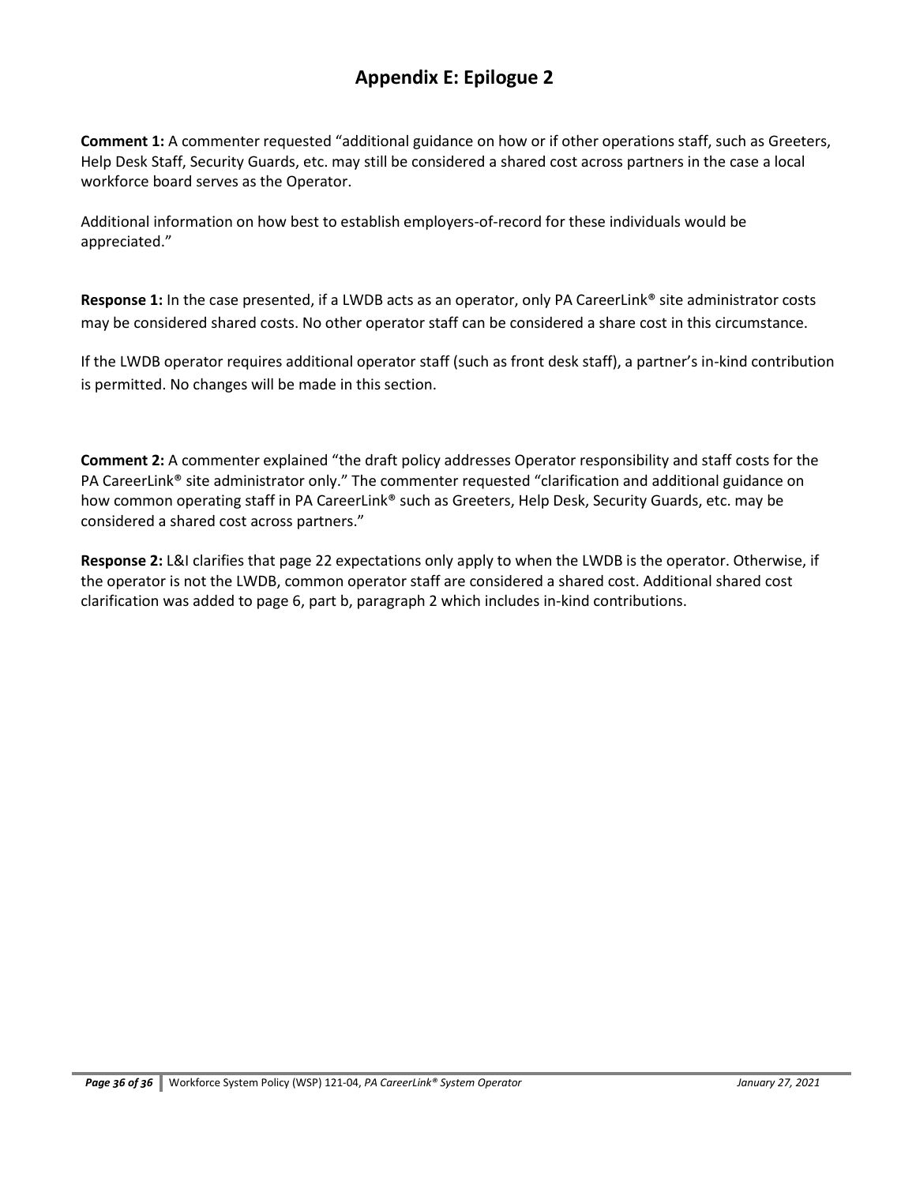# Appendix E: Epilogue 2

**Comment 1:** A commenter requested "additional guidance on how or if other operations staff, such as Greeters, Help Desk Staff, Security Guards, etc. may still be considered a shared cost across partners in the case a local workforce board serves as the Operator.

Additional information on how best to establish employers-of-record for these individuals would be appreciated."

**Response 1:** In the case presented, if a LWDB acts as an operator, only PA CareerLink® site administrator costs may be considered shared costs. No other operator staff can be considered a share cost in this circumstance.

If the LWDB operator requires additional operator staff (such as front desk staff), a partner's in-kind contribution is permitted. No changes will be made in this section.

**Comment 2:** A commenter explained "the draft policy addresses Operator responsibility and staff costs for the PA CareerLink® site administrator only." The commenter requested "clarification and additional guidance on how common operating staff in PA CareerLink® such as Greeters, Help Desk, Security Guards, etc. may be considered a shared cost across partners."

**Response 2:** L&I clarifies that page 22 expectations only apply to when the LWDB is the operator. Otherwise, if the operator is not the LWDB, common operator staff are considered a shared cost. Additional shared cost clarification was added to page 6, part b, paragraph 2 which includes in-kind contributions.